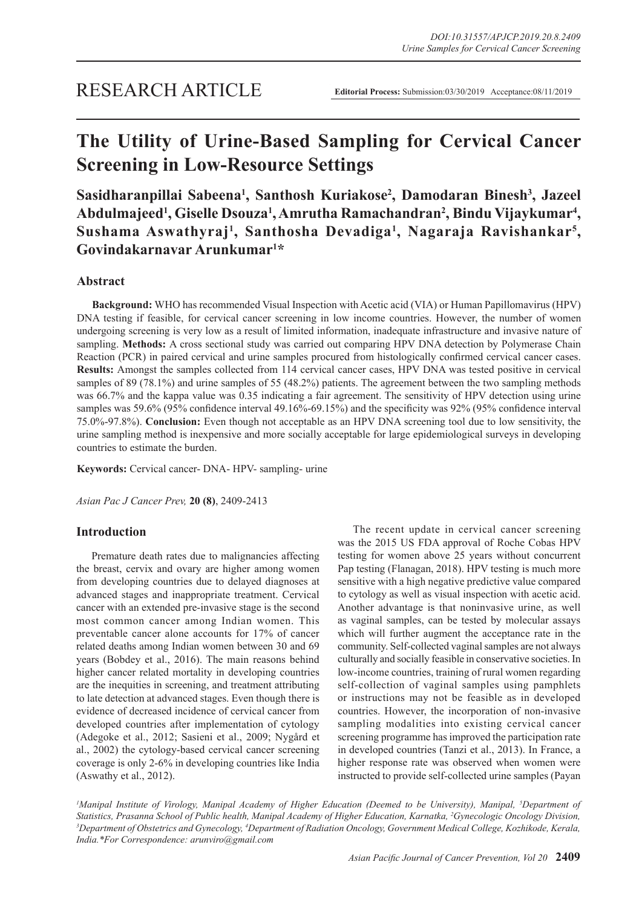RESEARCH ARTICLE

**Editorial Process:** Submission:03/30/2019 Acceptance:08/11/2019

# The Utility of Urine-Based Sampling for Cervical Cancer Screening in Low-Resource Settings

**Sasidharanpillai Sabeena[1], Santhosh Kuriakose[2], Damodaran Binesh[3], Jazeel Abdulmajeed[1], Giselle Dsouza[1], Amrutha Ramachandran[2], Bindu Vijaykumar[4], Sushama Aswathyraj[1], Santhosha Devadiga[1], Nagaraja Ravishankar[5], Govindakarnavar Arunkumar[1]***

## Abstract

**Background:** WHO has recommended Visual Inspection with Acetic acid (VIA) or Human Papillomavirus (HPV) DNA testing if feasible, for cervical cancer screening in low income countries. However, the number of women undergoing screening is very low as a result of limited information, inadequate infrastructure and invasive nature of sampling. **Methods:** A cross sectional study was carried out comparing HPV DNA detection by Polymerase Chain Reaction (PCR) in paired cervical and urine samples procured from histologically confirmed cervical cancer cases. **Results:** Amongst the samples collected from 114 cervical cancer cases, HPV DNA was tested positive in cervical samples of 89 (78.1%) and urine samples of 55 (48.2%) patients. The agreement between the two sampling methods was 66.7% and the kappa value was 0.35 indicating a fair agreement. The sensitivity of HPV detection using urine samples was 59.6% (95% confidence interval 49.16%-69.15%) and the specificity was 92% (95% confidence interval 75.0%-97.8%). **Conclusion:** Even though not acceptable as an HPV DNA screening tool due to low sensitivity, the urine sampling method is inexpensive and more socially acceptable for large epidemiological surveys in developing countries to estimate the burden.

**Keywords:** Cervical cancer- DNA- HPV- sampling- urine

*Asian Pac J Cancer Prev,* **20 (8)**, 2409-2413

## Introduction

Premature death rates due to malignancies affecting the breast, cervix and ovary are higher among women from developing countries due to delayed diagnoses at advanced stages and inappropriate treatment. Cervical cancer with an extended pre-invasive stage is the second most common cancer among Indian women. This preventable cancer alone accounts for 17% of cancer related deaths among Indian women between 30 and 69 years (Bobdey et al., 2016). The main reasons behind higher cancer related mortality in developing countries are the inequities in screening, and treatment attributing to late detection at advanced stages. Even though there is evidence of decreased incidence of cervical cancer from developed countries after implementation of cytology (Adegoke et al., 2012; Sasieni et al., 2009; Nygård et al., 2002) the cytology-based cervical cancer screening coverage is only 2-6% in developing countries like India (Aswathy et al., 2012).

The recent update in cervical cancer screening was the 2015 US FDA approval of Roche Cobas HPV testing for women above 25 years without concurrent Pap testing (Flanagan, 2018). HPV testing is much more sensitive with a high negative predictive value compared to cytology as well as visual inspection with acetic acid. Another advantage is that noninvasive urine, as well as vaginal samples, can be tested by molecular assays which will further augment the acceptance rate in the community. Self-collected vaginal samples are not always culturally and socially feasible in conservative societies. In low-income countries, training of rural women regarding self-collection of vaginal samples using pamphlets or instructions may not be feasible as in developed countries. However, the incorporation of non-invasive sampling modalities into existing cervical cancer screening programme has improved the participation rate in developed countries (Tanzi et al., 2013). In France, a higher response rate was observed when women were instructed to provide self-collected urine samples (Payan

[1]Manipal Institute of Virology, Manipal Academy of Higher Education (Deemed to be University), Manipal, [5]Department of Statistics, Prasanna School of Public health, Manipal Academy of Higher Education, Karnatka, [2]Gynecologic Oncology Division, [3]Department of Obstetrics and Gynecology, [4]Department of Radiation Oncology, Government Medical College, Kozhikode, Kerala, India.*For Correspondence: arunviro@gmail.com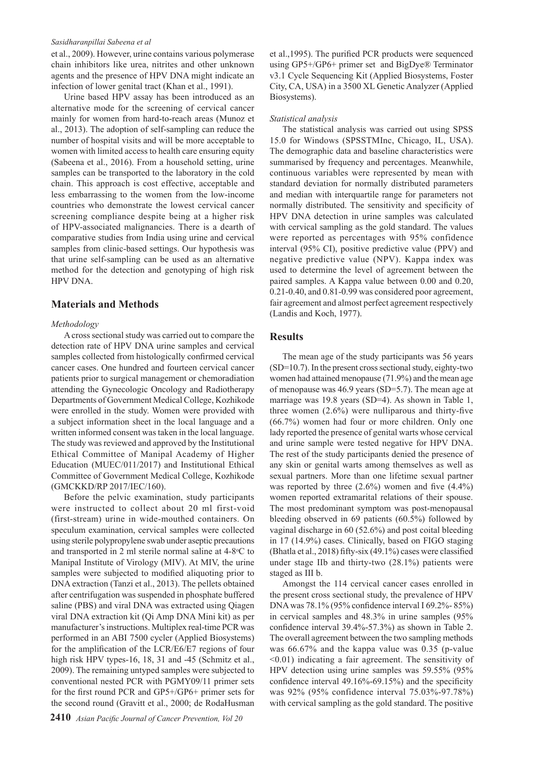et al., 2009). However, urine contains various polymerase chain inhibitors like urea, nitrites and other unknown agents and the presence of HPV DNA might indicate an infection of lower genital tract (Khan et al., 1991).

Urine based HPV assay has been introduced as an alternative mode for the screening of cervical cancer mainly for women from hard-to-reach areas (Munoz et al., 2013). The adoption of self-sampling can reduce the number of hospital visits and will be more acceptable to women with limited access to health care ensuring equity (Sabeena et al., 2016). From a household setting, urine samples can be transported to the laboratory in the cold chain. This approach is cost effective, acceptable and less embarrassing to the women from the low-income countries who demonstrate the lowest cervical cancer screening compliance despite being at a higher risk of HPV-associated malignancies. There is a dearth of comparative studies from India using urine and cervical samples from clinic-based settings. Our hypothesis was that urine self-sampling can be used as an alternative method for the detection and genotyping of high risk HPV DNA.

## Materials and Methods

*Methodology*

A cross sectional study was carried out to compare the detection rate of HPV DNA urine samples and cervical samples collected from histologically confirmed cervical cancer cases. One hundred and fourteen cervical cancer patients prior to surgical management or chemoradiation attending the Gynecologic Oncology and Radiotherapy Departments of Government Medical College, Kozhikode were enrolled in the study. Women were provided with a subject information sheet in the local language and a written informed consent was taken in the local language. The study was reviewed and approved by the Institutional Ethical Committee of Manipal Academy of Higher Education (MUEC/011/2017) and Institutional Ethical Committee of Government Medical College, Kozhikode (GMCKKD/RP 2017/IEC/160).

Before the pelvic examination, study participants were instructed to collect about 20 ml first-void (first-stream) urine in wide-mouthed containers. On speculum examination, cervical samples were collected using sterile polypropylene swab under aseptic precautions and transported in 2 ml sterile normal saline at 4-8$^{o}$C to Manipal Institute of Virology (MIV). At MIV, the urine samples were subjected to modified aliquoting prior to DNA extraction (Tanzi et al., 2013). The pellets obtained after centrifugation was suspended in phosphate buffered saline (PBS) and viral DNA was extracted using Qiagen viral DNA extraction kit (Qi Amp DNA Mini kit) as per manufacturer's instructions. Multiplex real-time PCR was performed in an ABI 7500 cycler (Applied Biosystems) for the amplification of the LCR/E6/E7 regions of four high risk HPV types-16, 18, 31 and -45 (Schmitz et al., 2009). The remaining untyped samples were subjected to conventional nested PCR with PGMY09/11 primer sets for the first round PCR and GP5+/GP6+ primer sets for the second round (Gravitt et al., 2000; de RodaHusman et al.,1995). The purified PCR products were sequenced using GP5+/GP6+ primer set and BigDye® Terminator v3.1 Cycle Sequencing Kit (Applied Biosystems, Foster City, CA, USA) in a 3500 XL Genetic Analyzer (Applied Biosystems).

*Statistical analysis*

The statistical analysis was carried out using SPSS 15.0 for Windows (SPSSTMInc, Chicago, IL, USA). The demographic data and baseline characteristics were summarised by frequency and percentages. Meanwhile, continuous variables were represented by mean with standard deviation for normally distributed parameters and median with interquartile range for parameters not normally distributed. The sensitivity and specificity of HPV DNA detection in urine samples was calculated with cervical sampling as the gold standard. The values were reported as percentages with 95% confidence interval (95% CI), positive predictive value (PPV) and negative predictive value (NPV). Kappa index was used to determine the level of agreement between the paired samples. A Kappa value between 0.00 and 0.20, 0.21-0.40, and 0.81-0.99 was considered poor agreement, fair agreement and almost perfect agreement respectively (Landis and Koch, 1977).

## Results

The mean age of the study participants was 56 years (SD=10.7). In the present cross sectional study, eighty-two women had attained menopause (71.9%) and the mean age of menopause was 46.9 years (SD=5.7). The mean age at marriage was 19.8 years (SD=4). As shown in Table 1, three women (2.6%) were nulliparous and thirty-five (66.7%) women had four or more children. Only one lady reported the presence of genital warts whose cervical and urine sample were tested negative for HPV DNA. The rest of the study participants denied the presence of any skin or genital warts among themselves as well as sexual partners. More than one lifetime sexual partner was reported by three (2.6%) women and five (4.4%) women reported extramarital relations of their spouse. The most predominant symptom was post-menopausal bleeding observed in 69 patients (60.5%) followed by vaginal discharge in 60 (52.6%) and post coital bleeding in 17 (14.9%) cases. Clinically, based on FIGO staging (Bhatla et al., 2018) fifty-six (49.1%) cases were classified under stage IIb and thirty-two (28.1%) patients were staged as III b.

Amongst the 114 cervical cancer cases enrolled in the present cross sectional study, the prevalence of HPV DNA was 78.1% (95% confidence interval I 69.2%- 85%) in cervical samples and 48.3% in urine samples (95% confidence interval 39.4%-57.3%) as shown in Table 2. The overall agreement between the two sampling methods was 66.67% and the kappa value was 0.35 (p-value <0.01) indicating a fair agreement. The sensitivity of HPV detection using urine samples was 59.55% (95% confidence interval 49.16%-69.15%) and the specificity was 92% (95% confidence interval 75.03%-97.78%) with cervical sampling as the gold standard. The positive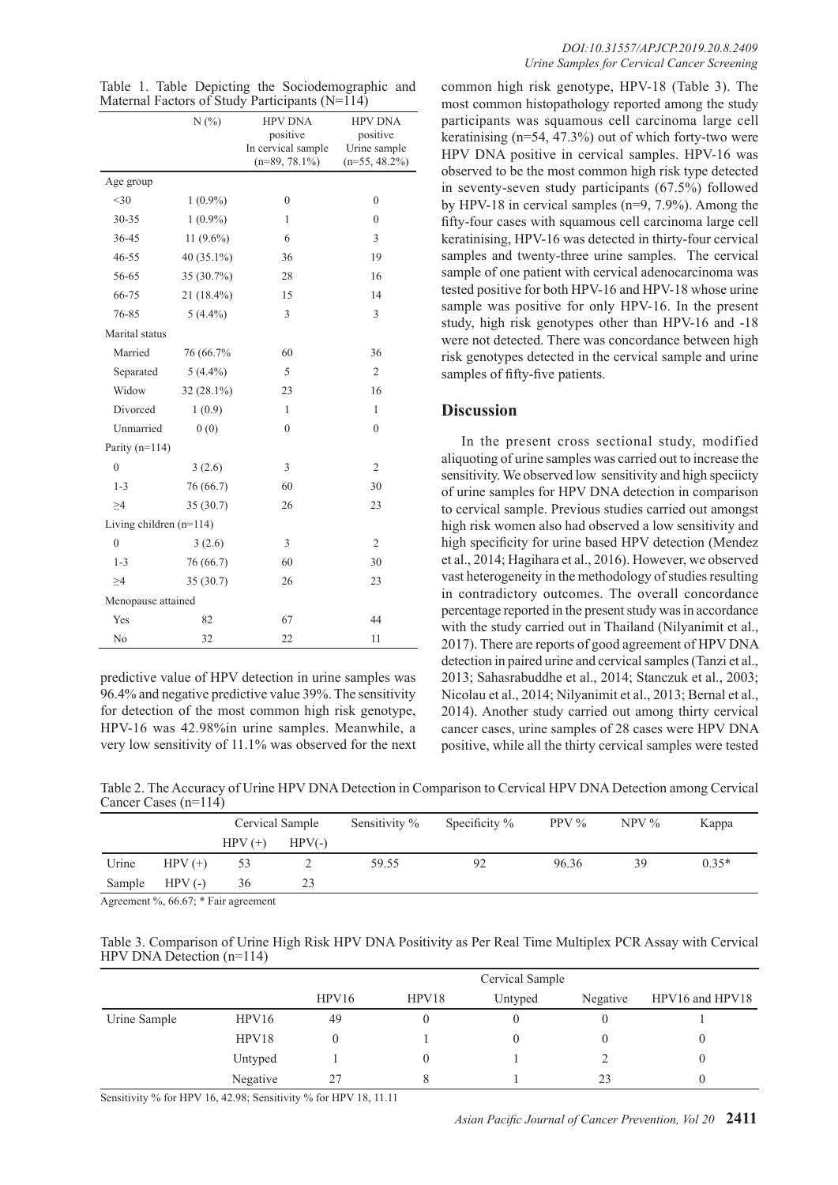Table 1. Table Depicting the Sociodemographic and Maternal Factors of Study Participants (N=114)

| | N (%) | HPV DNA positive In cervical sample (n=89, 78.1%) | HPV DNA positive Urine sample (n=55, 48.2%) |
|---|---|---|---|
| Age group | | | |
| <30 | 1 (0.9%) | 0 | 0 |
| 30-35 | 1 (0.9%) | 1 | 0 |
| 36-45 | 11 (9.6%) | 6 | 3 |
| 46-55 | 40 (35.1%) | 36 | 19 |
| 56-65 | 35 (30.7%) | 28 | 16 |
| 66-75 | 21 (18.4%) | 15 | 14 |
| 76-85 | 5 (4.4%) | 3 | 3 |
| Marital status | | | |
| Married | 76 (66.7% | 60 | 36 |
| Separated | 5 (4.4%) | 5 | 2 |
| Widow | 32 (28.1%) | 23 | 16 |
| Divorced | 1 (0.9) | 1 | 1 |
| Unmarried | 0 (0) | 0 | 0 |
| Parity (n=114) | | | |
| 0 | 3 (2.6) | 3 | 2 |
| 1-3 | 76 (66.7) | 60 | 30 |
| ≥4 | 35 (30.7) | 26 | 23 |
| Living children (n=114) | | | |
| 0 | 3 (2.6) | 3 | 2 |
| 1-3 | 76 (66.7) | 60 | 30 |
| ≥4 | 35 (30.7) | 26 | 23 |
| Menopause attained | | | |
| Yes | 82 | 67 | 44 |
| No | 32 | 22 | 11 |

predictive value of HPV detection in urine samples was 96.4% and negative predictive value 39%. The sensitivity for detection of the most common high risk genotype, HPV-16 was 42.98%in urine samples. Meanwhile, a very low sensitivity of 11.1% was observed for the next common high risk genotype, HPV-18 (Table 3). The most common histopathology reported among the study participants was squamous cell carcinoma large cell keratinising (n=54, 47.3%) out of which forty-two were HPV DNA positive in cervical samples. HPV-16 was observed to be the most common high risk type detected in seventy-seven study participants (67.5%) followed by HPV-18 in cervical samples (n=9, 7.9%). Among the fifty-four cases with squamous cell carcinoma large cell keratinising, HPV-16 was detected in thirty-four cervical samples and twenty-three urine samples. The cervical sample of one patient with cervical adenocarcinoma was tested positive for both HPV-16 and HPV-18 whose urine sample was positive for only HPV-16. In the present study, high risk genotypes other than HPV-16 and -18 were not detected. There was concordance between high risk genotypes detected in the cervical sample and urine samples of fifty-five patients.

## Discussion

In the present cross sectional study, modified aliquoting of urine samples was carried out to increase the sensitivity. We observed low sensitivity and high speciicty of urine samples for HPV DNA detection in comparison to cervical sample. Previous studies carried out amongst high risk women also had observed a low sensitivity and high specificity for urine based HPV detection (Mendez et al., 2014; Hagihara et al., 2016). However, we observed vast heterogeneity in the methodology of studies resulting in contradictory outcomes. The overall concordance percentage reported in the present study was in accordance with the study carried out in Thailand (Nilyanimit et al., 2017). There are reports of good agreement of HPV DNA detection in paired urine and cervical samples (Tanzi et al., 2013; Sahasrabuddhe et al., 2014; Stanczuk et al., 2003; Nicolau et al., 2014; Nilyanimit et al., 2013; Bernal et al., 2014). Another study carried out among thirty cervical cancer cases, urine samples of 28 cases were HPV DNA positive, while all the thirty cervical samples were tested

Table 2. The Accuracy of Urine HPV DNA Detection in Comparison to Cervical HPV DNA Detection among Cervical Cancer Cases (n=114)

| | | Cervical Sample | | Sensitivity % | Specificity % | PPV % | NPV % | Kappa |
|---|---|---|---|---|---|---|---|---|
| | | HPV (+) | HPV(-) | | | | | |
| Urine | HPV (+) | 53 | 2 | 59.55 | 92 | 96.36 | 39 | 0.35* |
| Sample | HPV (-) | 36 | 23 | | | | | |

Agreement %, 66.67; * Fair agreement

Table 3. Comparison of Urine High Risk HPV DNA Positivity as Per Real Time Multiplex PCR Assay with Cervical HPV DNA Detection (n=114)

| | | Cervical Sample | | | | |
|---|---|---|---|---|---|---|
| | | HPV16 | HPV18 | Untyped | Negative | HPV16 and HPV18 |
| Urine Sample | HPV16 | 49 | 0 | 0 | 0 | 1 |
| | HPV18 | 0 | 1 | 0 | 0 | 0 |
| | Untyped | 1 | 0 | 1 | 2 | 0 |
| | Negative | 27 | 8 | 1 | 23 | 0 |

Sensitivity % for HPV 16, 42.98; Sensitivity % for HPV 18, 11.11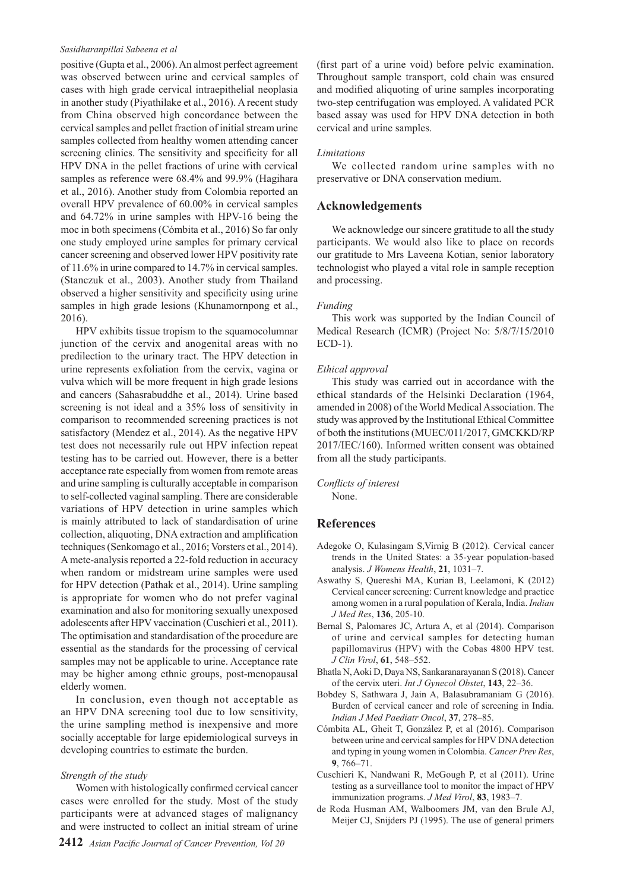positive (Gupta et al., 2006). An almost perfect agreement was observed between urine and cervical samples of cases with high grade cervical intraepithelial neoplasia in another study (Piyathilake et al., 2016). A recent study from China observed high concordance between the cervical samples and pellet fraction of initial stream urine samples collected from healthy women attending cancer screening clinics. The sensitivity and specificity for all HPV DNA in the pellet fractions of urine with cervical samples as reference were 68.4% and 99.9% (Hagihara et al., 2016). Another study from Colombia reported an overall HPV prevalence of 60.00% in cervical samples and 64.72% in urine samples with HPV-16 being the moc in both specimens (Cómbita et al., 2016) So far only one study employed urine samples for primary cervical cancer screening and observed lower HPV positivity rate of 11.6% in urine compared to 14.7% in cervical samples. (Stanczuk et al., 2003). Another study from Thailand observed a higher sensitivity and specificity using urine samples in high grade lesions (Khunamornpong et al., 2016).

HPV exhibits tissue tropism to the squamocolumnar junction of the cervix and anogenital areas with no predilection to the urinary tract. The HPV detection in urine represents exfoliation from the cervix, vagina or vulva which will be more frequent in high grade lesions and cancers (Sahasrabuddhe et al., 2014). Urine based screening is not ideal and a 35% loss of sensitivity in comparison to recommended screening practices is not satisfactory (Mendez et al., 2014). As the negative HPV test does not necessarily rule out HPV infection repeat testing has to be carried out. However, there is a better acceptance rate especially from women from remote areas and urine sampling is culturally acceptable in comparison to self-collected vaginal sampling. There are considerable variations of HPV detection in urine samples which is mainly attributed to lack of standardisation of urine collection, aliquoting, DNA extraction and amplification techniques (Senkomago et al., 2016; Vorsters et al., 2014). A mete-analysis reported a 22-fold reduction in accuracy when random or midstream urine samples were used for HPV detection (Pathak et al., 2014). Urine sampling is appropriate for women who do not prefer vaginal examination and also for monitoring sexually unexposed adolescents after HPV vaccination (Cuschieri et al., 2011). The optimisation and standardisation of the procedure are essential as the standards for the processing of cervical samples may not be applicable to urine. Acceptance rate may be higher among ethnic groups, post-menopausal elderly women.

In conclusion, even though not acceptable as an HPV DNA screening tool due to low sensitivity, the urine sampling method is inexpensive and more socially acceptable for large epidemiological surveys in developing countries to estimate the burden.

*Strength of the study*

Women with histologically confirmed cervical cancer cases were enrolled for the study. Most of the study participants were at advanced stages of malignancy and were instructed to collect an initial stream of urine (first part of a urine void) before pelvic examination. Throughout sample transport, cold chain was ensured and modified aliquoting of urine samples incorporating two-step centrifugation was employed. A validated PCR based assay was used for HPV DNA detection in both cervical and urine samples.

*Limitations*

We collected random urine samples with no preservative or DNA conservation medium.

## Acknowledgements

We acknowledge our sincere gratitude to all the study participants. We would also like to place on records our gratitude to Mrs Laveena Kotian, senior laboratory technologist who played a vital role in sample reception and processing.

*Funding*

This work was supported by the Indian Council of Medical Research (ICMR) (Project No: 5/8/7/15/2010 ECD-1).

*Ethical approval*

This study was carried out in accordance with the ethical standards of the Helsinki Declaration (1964, amended in 2008) of the World Medical Association. The study was approved by the Institutional Ethical Committee of both the institutions (MUEC/011/2017, GMCKKD/RP 2017/IEC/160). Informed written consent was obtained from all the study participants.

*Conflicts of interest*

None.

## References

Adegoke O, Kulasingam S,Virnig B (2012). Cervical cancer trends in the United States: a 35-year population-based analysis. *J Womens Health*, **21**, 1031–7.

Aswathy S, Quereshi MA, Kurian B, Leelamoni, K (2012) Cervical cancer screening: Current knowledge and practice among women in a rural population of Kerala, India. *Indian J Med Res*, **136**, 205-10.

Bernal S, Palomares JC, Artura A, et al (2014). Comparison of urine and cervical samples for detecting human papillomavirus (HPV) with the Cobas 4800 HPV test. *J Clin Virol*, **61**, 548–552.

Bhatla N, Aoki D, Daya NS, Sankaranarayanan S (2018). Cancer of the cervix uteri. *Int J Gynecol Obstet*, **143**, 22–36.

Bobdey S, Sathwara J, Jain A, Balasubramaniam G (2016). Burden of cervical cancer and role of screening in India. *Indian J Med Paediatr Oncol*, **37**, 278–85.

Cómbita AL, Gheit T, González P, et al (2016). Comparison between urine and cervical samples for HPV DNA detection and typing in young women in Colombia. *Cancer Prev Res*, **9**, 766–71.

Cuschieri K, Nandwani R, McGough P, et al (2011). Urine testing as a surveillance tool to monitor the impact of HPV immunization programs. *J Med Virol*, **83**, 1983–7.

de Roda Husman AM, Walboomers JM, van den Brule AJ, Meijer CJ, Snijders PJ (1995). The use of general primers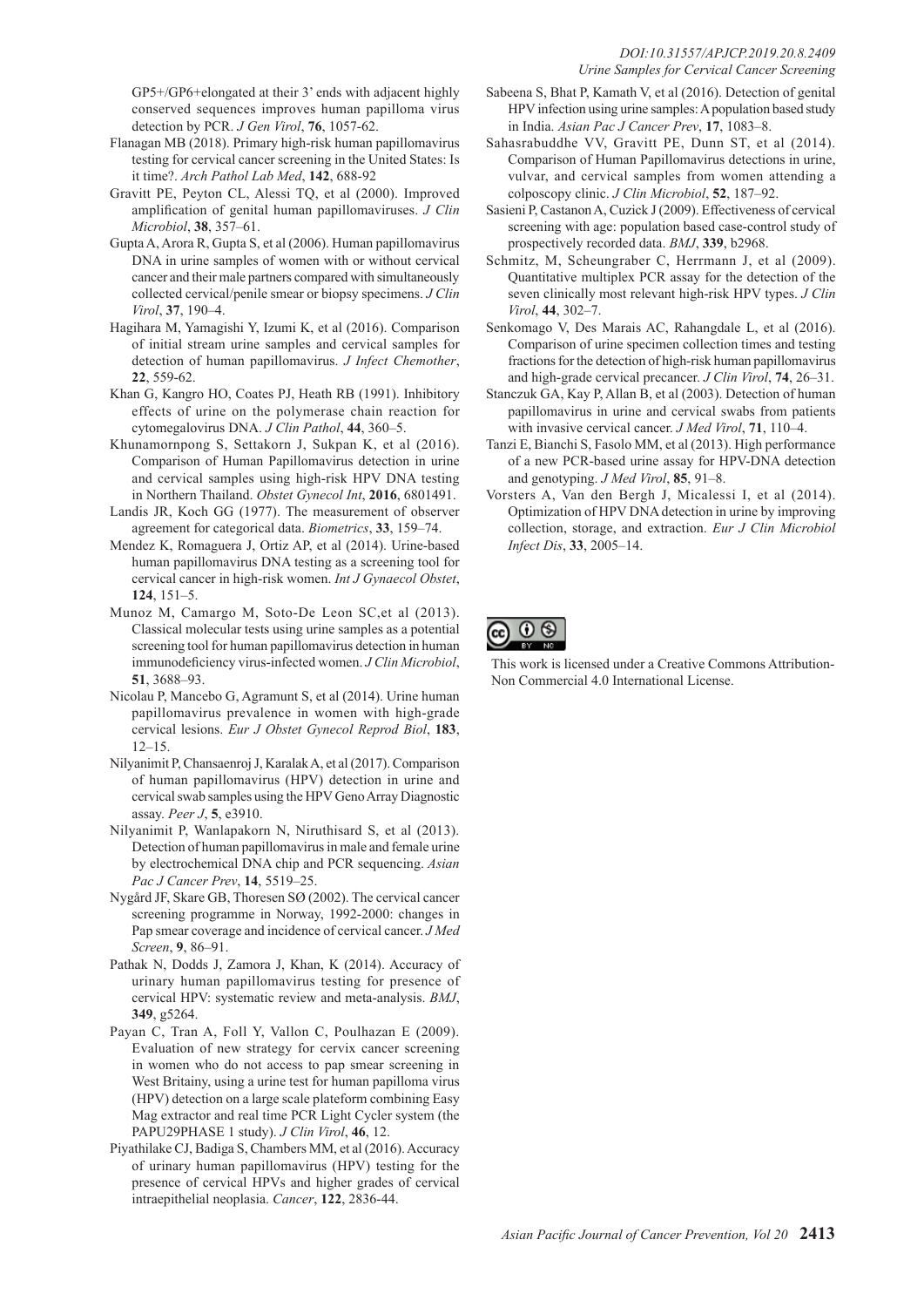GP5+/GP6+elongated at their 3' ends with adjacent highly conserved sequences improves human papilloma virus detection by PCR. *J Gen Virol*, **76**, 1057-62.

Flanagan MB (2018). Primary high-risk human papillomavirus testing for cervical cancer screening in the United States: Is it time?. *Arch Pathol Lab Med*, **142**, 688-92

Gravitt PE, Peyton CL, Alessi TQ, et al (2000). Improved amplification of genital human papillomaviruses. *J Clin Microbiol*, **38**, 357–61.

Gupta A, Arora R, Gupta S, et al (2006). Human papillomavirus DNA in urine samples of women with or without cervical cancer and their male partners compared with simultaneously collected cervical/penile smear or biopsy specimens. *J Clin Virol*, **37**, 190–4.

Hagihara M, Yamagishi Y, Izumi K, et al (2016). Comparison of initial stream urine samples and cervical samples for detection of human papillomavirus. *J Infect Chemother*, **22**, 559-62.

Khan G, Kangro HO, Coates PJ, Heath RB (1991). Inhibitory effects of urine on the polymerase chain reaction for cytomegalovirus DNA. *J Clin Pathol*, **44**, 360–5.

Khunamornpong S, Settakorn J, Sukpan K, et al (2016). Comparison of Human Papillomavirus detection in urine and cervical samples using high-risk HPV DNA testing in Northern Thailand. *Obstet Gynecol Int*, **2016**, 6801491.

Landis JR, Koch GG (1977). The measurement of observer agreement for categorical data. *Biometrics*, **33**, 159–74.

Mendez K, Romaguera J, Ortiz AP, et al (2014). Urine-based human papillomavirus DNA testing as a screening tool for cervical cancer in high-risk women. *Int J Gynaecol Obstet*, **124**, 151–5.

Munoz M, Camargo M, Soto-De Leon SC,et al (2013). Classical molecular tests using urine samples as a potential screening tool for human papillomavirus detection in human immunodeficiency virus-infected women. *J Clin Microbiol*, **51**, 3688–93.

Nicolau P, Mancebo G, Agramunt S, et al (2014). Urine human papillomavirus prevalence in women with high-grade cervical lesions. *Eur J Obstet Gynecol Reprod Biol*, **183**, 12–15.

Nilyanimit P, Chansaenroj J, Karalak A, et al (2017). Comparison of human papillomavirus (HPV) detection in urine and cervical swab samples using the HPV Geno Array Diagnostic assay. *Peer J*, **5**, e3910.

Nilyanimit P, Wanlapakorn N, Niruthisard S, et al (2013). Detection of human papillomavirus in male and female urine by electrochemical DNA chip and PCR sequencing. *Asian Pac J Cancer Prev*, **14**, 5519–25.

Nygård JF, Skare GB, Thoresen SØ (2002). The cervical cancer screening programme in Norway, 1992-2000: changes in Pap smear coverage and incidence of cervical cancer. *J Med Screen*, **9**, 86–91.

Pathak N, Dodds J, Zamora J, Khan, K (2014). Accuracy of urinary human papillomavirus testing for presence of cervical HPV: systematic review and meta-analysis. *BMJ*, **349**, g5264.

Payan C, Tran A, Foll Y, Vallon C, Poulhazan E (2009). Evaluation of new strategy for cervix cancer screening in women who do not access to pap smear screening in West Britainy, using a urine test for human papilloma virus (HPV) detection on a large scale plateform combining Easy Mag extractor and real time PCR Light Cycler system (the PAPU29PHASE 1 study). *J Clin Virol*, **46**, 12.

Piyathilake CJ, Badiga S, Chambers MM, et al (2016). Accuracy of urinary human papillomavirus (HPV) testing for the presence of cervical HPVs and higher grades of cervical intraepithelial neoplasia. *Cancer*, **122**, 2836-44.

Sabeena S, Bhat P, Kamath V, et al (2016). Detection of genital HPV infection using urine samples: A population based study in India. *Asian Pac J Cancer Prev*, **17**, 1083–8.

Sahasrabuddhe VV, Gravitt PE, Dunn ST, et al (2014). Comparison of Human Papillomavirus detections in urine, vulvar, and cervical samples from women attending a colposcopy clinic. *J Clin Microbiol*, **52**, 187–92.

Sasieni P, Castanon A, Cuzick J (2009). Effectiveness of cervical screening with age: population based case-control study of prospectively recorded data. *BMJ*, **339**, b2968.

Schmitz, M, Scheungraber C, Herrmann J, et al (2009). Quantitative multiplex PCR assay for the detection of the seven clinically most relevant high-risk HPV types. *J Clin Virol*, **44**, 302–7.

Senkomago V, Des Marais AC, Rahangdale L, et al (2016). Comparison of urine specimen collection times and testing fractions for the detection of high-risk human papillomavirus and high-grade cervical precancer. *J Clin Virol*, **74**, 26–31.

Stanczuk GA, Kay P, Allan B, et al (2003). Detection of human papillomavirus in urine and cervical swabs from patients with invasive cervical cancer. *J Med Virol*, **71**, 110–4.

Tanzi E, Bianchi S, Fasolo MM, et al (2013). High performance of a new PCR-based urine assay for HPV-DNA detection and genotyping. *J Med Virol*, **85**, 91–8.

Vorsters A, Van den Bergh J, Micalessi I, et al (2014). Optimization of HPV DNA detection in urine by improving collection, storage, and extraction. *Eur J Clin Microbiol Infect Dis*, **33**, 2005–14.

This work is licensed under a Creative Commons Attribution-Non Commercial 4.0 International License.